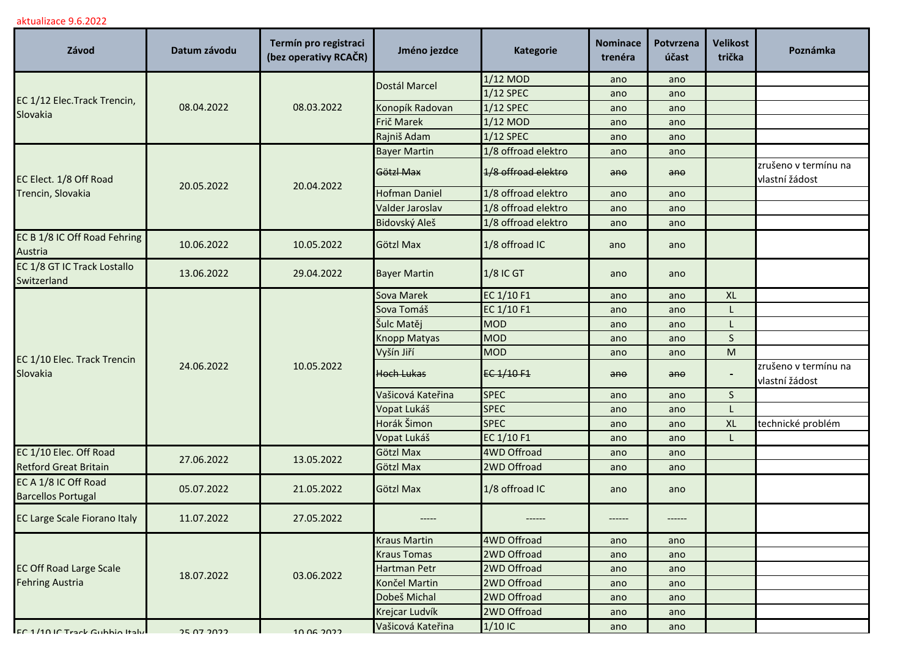aktualizace 9.6.2022

| Závod | Datum závodu | Termín pro registraci (bez operativy RCAČR) | Jméno jezdce | Kategorie | Nominace trenéra | Potvrzena účast | Velikost trička | Poznámka |
|---|---|---|---|---|---|---|---|---|
| EC 1/12 Elec.Track Trencin, Slovakia | 08.04.2022 | 08.03.2022 | Dostál Marcel | 1/12 MOD | ano | ano | | |
| | | | | 1/12 SPEC | ano | ano | | |
| | | | Konopík Radovan | 1/12 SPEC | ano | ano | | |
| | | | Frič Marek | 1/12 MOD | ano | ano | | |
| | | | Rajniš Adam | 1/12 SPEC | ano | ano | | |
| EC Elect. 1/8 Off Road Trencin, Slovakia | 20.05.2022 | 20.04.2022 | Bayer Martin | 1/8 offroad elektro | ano | ano | | |
| | | | ~~Götzl Max~~ | ~~1/8 offroad elektro~~ | ~~ano~~ | ~~ano~~ | | zrušeno v termínu na vlastní žádost |
| | | | Hofman Daniel | 1/8 offroad elektro | ano | ano | | |
| | | | Valder Jaroslav | 1/8 offroad elektro | ano | ano | | |
| | | | Bidovský Aleš | 1/8 offroad elektro | ano | ano | | |
| EC B 1/8 IC Off Road Fehring Austria | 10.06.2022 | 10.05.2022 | Götzl Max | 1/8 offroad IC | ano | ano | | |
| EC 1/8 GT IC Track Lostallo Switzerland | 13.06.2022 | 29.04.2022 | Bayer Martin | 1/8 IC GT | ano | ano | | |
| EC 1/10 Elec. Track Trencin Slovakia | 24.06.2022 | 10.05.2022 | Sova Marek | EC 1/10 F1 | ano | ano | XL | |
| | | | Sova Tomáš | EC 1/10 F1 | ano | ano | L | |
| | | | Šulc Matěj | MOD | ano | ano | L | |
| | | | Knopp Matyas | MOD | ano | ano | S | |
| | | | Vyšín Jiří | MOD | ano | ano | M | |
| | | | ~~Hoch Lukas~~ | ~~EC 1/10 F1~~ | ~~ano~~ | ~~ano~~ | - | zrušeno v termínu na vlastní žádost |
| | | | Vašicová Kateřina | SPEC | ano | ano | S | |
| | | | Vopat Lukáš | SPEC | ano | ano | L | |
| | | | Horák Šimon | SPEC | ano | ano | XL | technické problém |
| | | | Vopat Lukáš | EC 1/10 F1 | ano | ano | L | |
| EC 1/10 Elec. Off Road Retford Great Britain | 27.06.2022 | 13.05.2022 | Götzl Max | 4WD Offroad | ano | ano | | |
| | | | Götzl Max | 2WD Offroad | ano | ano | | |
| EC A 1/8 IC Off Road Barcellos Portugal | 05.07.2022 | 21.05.2022 | Götzl Max | 1/8 offroad IC | ano | ano | | |
| EC Large Scale Fiorano Italy | 11.07.2022 | 27.05.2022 | ----- | ------ | ------ | ------ | | |
| EC Off Road Large Scale Fehring Austria | 18.07.2022 | 03.06.2022 | Kraus Martin | 4WD Offroad | ano | ano | | |
| | | | Kraus Tomas | 2WD Offroad | ano | ano | | |
| | | | Hartman Petr | 2WD Offroad | ano | ano | | |
| | | | Končel Martin | 2WD Offroad | ano | ano | | |
| | | | Dobeš Michal | 2WD Offroad | ano | ano | | |
| | | | Krejcar Ludvík | 2WD Offroad | ano | ano | | |
| EC 1/10 IC Track Gubbio Italy | 25.07.2022 | 10.06.2022 | Vašicová Kateřina | 1/10 IC | ano | ano | | |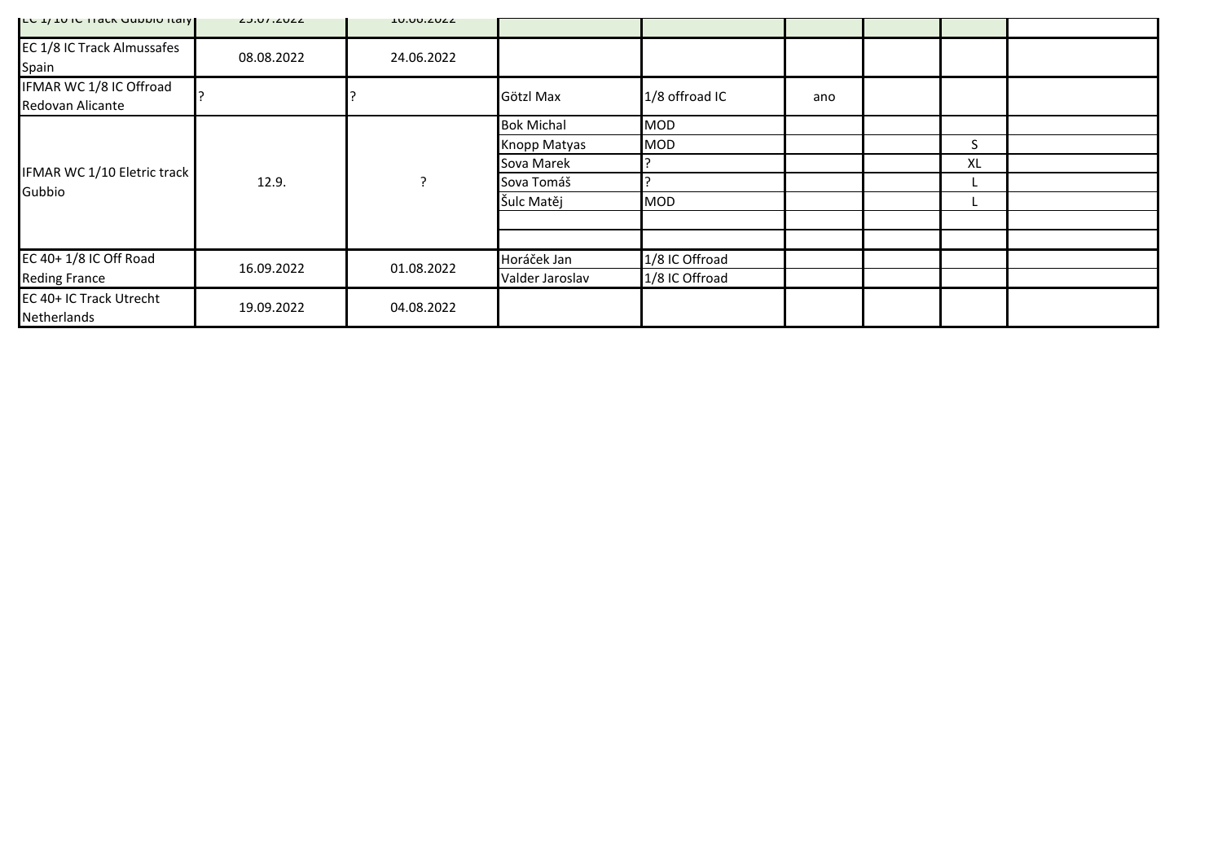| | | | | | | | | |
|---|---|---|---|---|---|---|---|---|
| EC 1/10 IC Track Gubbio Italy | 25.07.2022 | 10.06.2022 | | | | | | |
| EC 1/8 IC Track Almussafes Spain | 08.08.2022 | 24.06.2022 | | | | | | |
| IFMAR WC 1/8 IC Offroad Redovan Alicante | ? | ? | Götzl Max | 1/8 offroad IC | ano | | | |
| IFMAR WC 1/10 Eletric track Gubbio | 12.9. | ? | Bok Michal | MOD | | | | |
| | | | Knopp Matyas | MOD | | | S | |
| | | | Sova Marek | ? | | | XL | |
| | | | Sova Tomáš | ? | | | L | |
| | | | Šulc Matěj | MOD | | | L | |
| | | | | | | | | |
| | | | | | | | | |
| EC 40+ 1/8 IC Off Road Reding France | 16.09.2022 | 01.08.2022 | Horáček Jan | 1/8 IC Offroad | | | | |
| | | | Valder Jaroslav | 1/8 IC Offroad | | | | |
| EC 40+ IC Track Utrecht Netherlands | 19.09.2022 | 04.08.2022 | | | | | | |